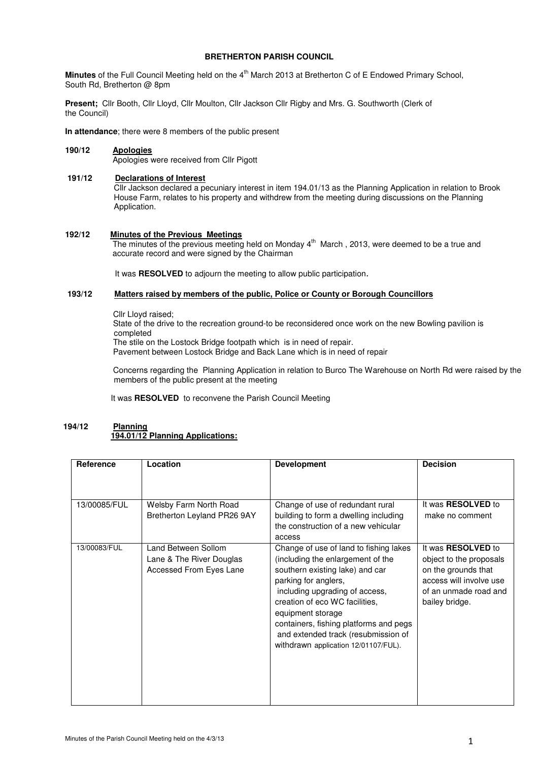**BRETHERTON PARISH COUNCIL**

**Minutes** of the Full Council Meeting held on the 4th March 2013 at Bretherton C of E Endowed Primary School, South Rd, Bretherton @ 8pm

**Present;** Cllr Booth, Cllr Lloyd, Cllr Moulton, Cllr Jackson Cllr Rigby and Mrs. G. Southworth (Clerk of the Council)

**In attendance**; there were 8 members of the public present

**190/12 Apologies**

Apologies were received from Cllr Pigott

**191/12 Declarations of Interest**

Cllr Jackson declared a pecuniary interest in item 194.01/13 as the Planning Application in relation to Brook House Farm, relates to his property and withdrew from the meeting during discussions on the Planning Application.

**192/12 Minutes of the Previous Meetings**

The minutes of the previous meeting held on Monday 4th March , 2013, were deemed to be a true and accurate record and were signed by the Chairman

It was **RESOLVED** to adjourn the meeting to allow public participation.

**193/12 Matters raised by members of the public, Police or County or Borough Councillors**

Cllr Lloyd raised;
State of the drive to the recreation ground-to be reconsidered once work on the new Bowling pavilion is completed
The stile on the Lostock Bridge footpath which is in need of repair.
Pavement between Lostock Bridge and Back Lane which is in need of repair

Concerns regarding the Planning Application in relation to Burco The Warehouse on North Rd were raised by the members of the public present at the meeting

It was **RESOLVED** to reconvene the Parish Council Meeting

**194/12 Planning**

**194.01/12 Planning Applications:**

| Reference | Location | Development | Decision |
|---|---|---|---|
| 13/00085/FUL | Welsby Farm North Road Bretherton Leyland PR26 9AY | Change of use of redundant rural building to form a dwelling including the construction of a new vehicular access | It was **RESOLVED** to make no comment |
| 13/00083/FUL | Land Between Sollom Lane & The River Douglas Accessed From Eyes Lane | Change of use of land to fishing lakes (including the enlargement of the southern existing lake) and car parking for anglers, including upgrading of access, creation of eco WC facilities, equipment storage containers, fishing platforms and pegs and extended track (resubmission of withdrawn application 12/01107/FUL). | It was **RESOLVED** to object to the proposals on the grounds that access will involve use of an unmade road and bailey bridge. |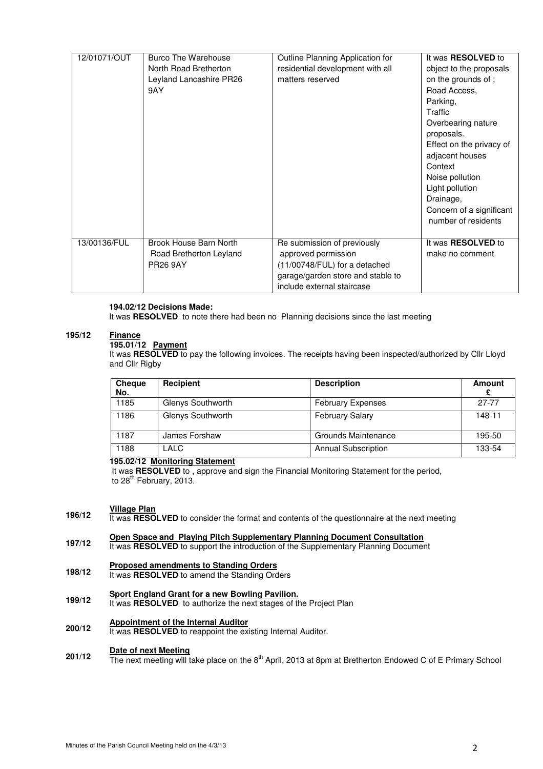| 12/01071/OUT | Burco The Warehouse North Road Bretherton Leyland Lancashire PR26 9AY | Outline Planning Application for residential development with all matters reserved | It was **RESOLVED** to object to the proposals on the grounds of ; Road Access, Parking, Traffic Overbearing nature proposals. Effect on the privacy of adjacent houses Context Noise pollution Light pollution Drainage, Concern of a significant number of residents |
|---|---|---|---|
| 13/00136/FUL | Brook House Barn North Road Bretherton Leyland PR26 9AY | Re submission of previously approved permission (11/00748/FUL) for a detached garage/garden store and stable to include external staircase | It was **RESOLVED** to make no comment |

**194.02/12 Decisions Made:**

It was **RESOLVED** to note there had been no Planning decisions since the last meeting

**195/12 Finance**

**195.01/12 Payment**

It was **RESOLVED** to pay the following invoices. The receipts having been inspected/authorized by Cllr Lloyd and Cllr Rigby

| Cheque No. | Recipient | Description | Amount £ |
|---|---|---|---|
| 1185 | Glenys Southworth | February Expenses | 27-77 |
| 1186 | Glenys Southworth | February Salary | 148-11 |
| 1187 | James Forshaw | Grounds Maintenance | 195-50 |
| 1188 | LALC | Annual Subscription | 133-54 |

**195.02/12 Monitoring Statement**

It was **RESOLVED** to , approve and sign the Financial Monitoring Statement for the period, to 28th February, 2013.

**196/12 Village Plan**

It was **RESOLVED** to consider the format and contents of the questionnaire at the next meeting

**197/12 Open Space and Playing Pitch Supplementary Planning Document Consultation**

It was **RESOLVED** to support the introduction of the Supplementary Planning Document

**198/12 Proposed amendments to Standing Orders**

It was **RESOLVED** to amend the Standing Orders

**199/12 Sport England Grant for a new Bowling Pavilion.**

It was **RESOLVED** to authorize the next stages of the Project Plan

**200/12 Appointment of the Internal Auditor**

It was **RESOLVED** to reappoint the existing Internal Auditor.

**201/12 Date of next Meeting**

The next meeting will take place on the 8th April, 2013 at 8pm at Bretherton Endowed C of E Primary School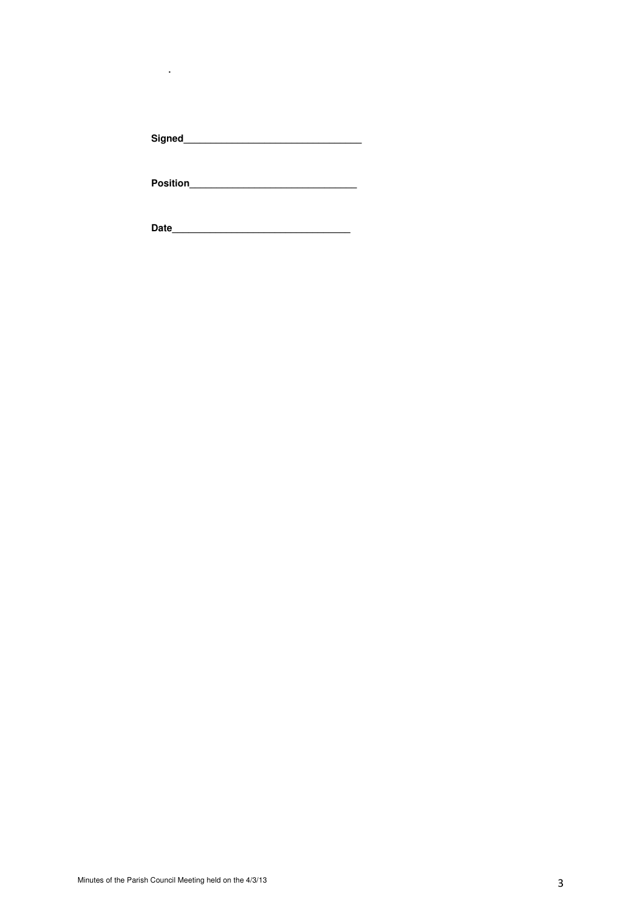.

**Signed**\_\_\_\_\_\_\_\_\_\_\_\_\_\_\_\_\_\_\_\_\_\_\_\_\_\_\_\_\_\_\_\_

**Position**\_\_\_\_\_\_\_\_\_\_\_\_\_\_\_\_\_\_\_\_\_\_\_\_\_\_\_\_\_\_

**Date**\_\_\_\_\_\_\_\_\_\_\_\_\_\_\_\_\_\_\_\_\_\_\_\_\_\_\_\_\_\_\_\_